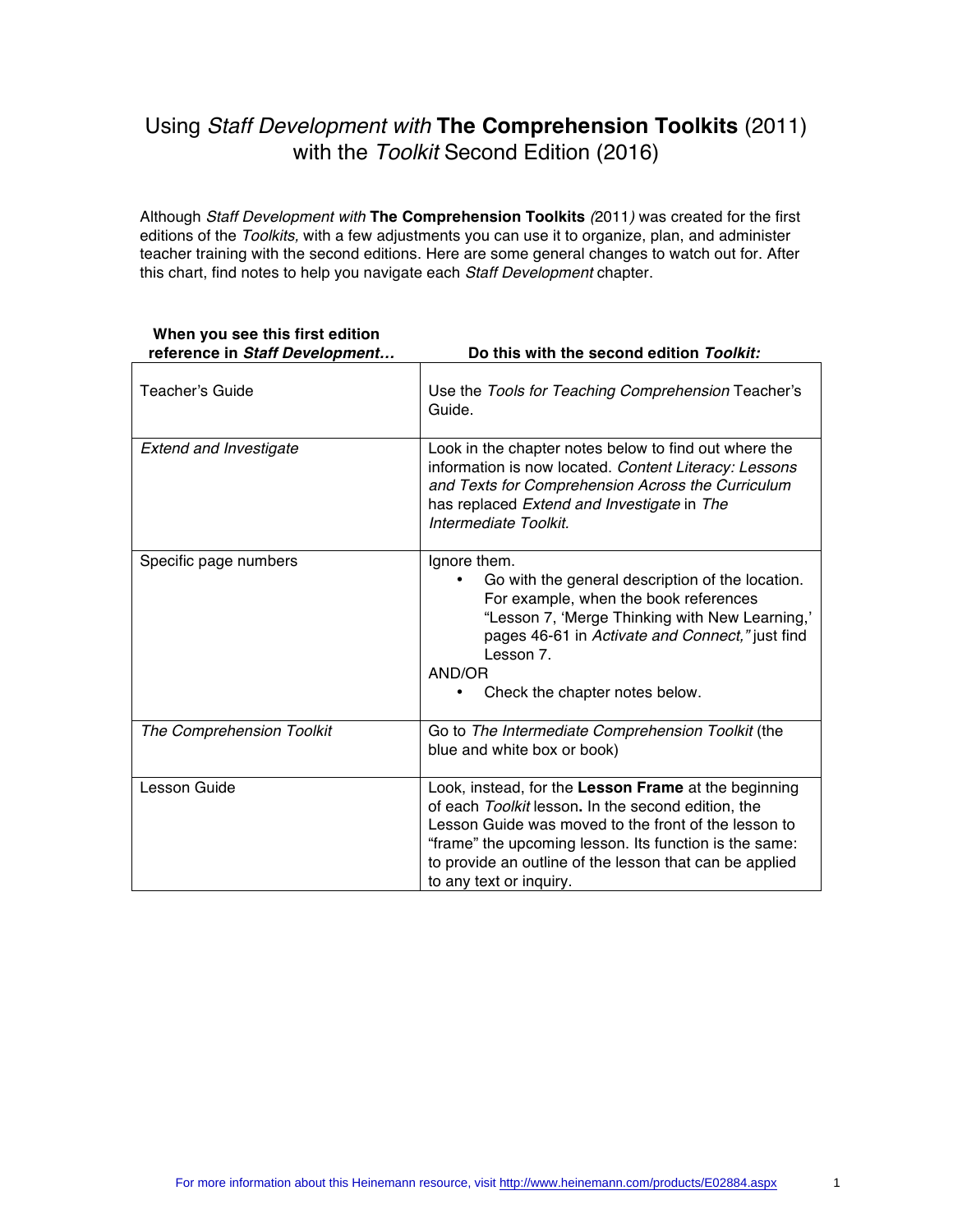# Using *Staff Development with* **The Comprehension Toolkits** (2011) with the *Toolkit* Second Edition (2016)

Although *Staff Development with* **The Comprehension Toolkits** *(*2011*)* was created for the first editions of the *Toolkits,* with a few adjustments you can use it to organize, plan, and administer teacher training with the second editions. Here are some general changes to watch out for. After this chart, find notes to help you navigate each *Staff Development* chapter.

| **When you see this first edition reference in *Staff Development…*** | **Do this with the second edition *Toolkit:*** |
|---|---|
| Teacher's Guide | Use the *Tools for Teaching Comprehension* Teacher's Guide. |
| *Extend and Investigate* | Look in the chapter notes below to find out where the information is now located. *Content Literacy: Lessons and Texts for Comprehension Across the Curriculum* has replaced *Extend and Investigate* in *The Intermediate Toolkit.* |
| Specific page numbers | Ignore them.<br>• Go with the general description of the location. For example, when the book references "Lesson 7, 'Merge Thinking with New Learning,' pages 46-61 in *Activate and Connect,"* just find Lesson 7.<br>AND/OR<br>• Check the chapter notes below. |
| *The Comprehension Toolkit* | Go to *The Intermediate Comprehension Toolkit* (the blue and white box or book) |
| Lesson Guide | Look, instead, for the **Lesson Frame** at the beginning of each *Toolkit* lesson**.** In the second edition, the Lesson Guide was moved to the front of the lesson to "frame" the upcoming lesson. Its function is the same: to provide an outline of the lesson that can be applied to any text or inquiry. |

For more information about this Heinemann resource, visit http://www.heinemann.com/products/E02884.aspx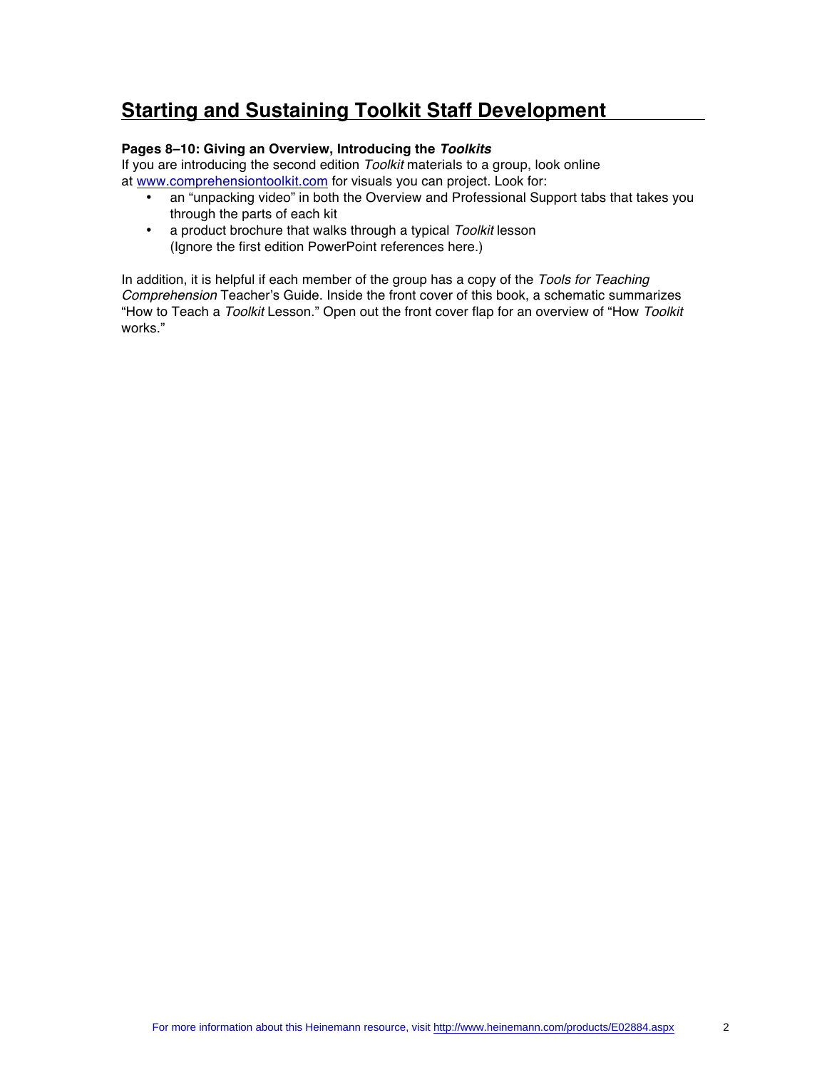# Starting and Sustaining Toolkit Staff Development

**Pages 8–10: Giving an Overview, Introducing the *Toolkits***

If you are introducing the second edition *Toolkit* materials to a group, look online at [www.comprehensiontoolkit.com](http://www.comprehensiontoolkit.com) for visuals you can project. Look for:

- an "unpacking video" in both the Overview and Professional Support tabs that takes you through the parts of each kit
- a product brochure that walks through a typical *Toolkit* lesson (Ignore the first edition PowerPoint references here.)

In addition, it is helpful if each member of the group has a copy of the *Tools for Teaching Comprehension* Teacher's Guide. Inside the front cover of this book, a schematic summarizes "How to Teach a *Toolkit* Lesson." Open out the front cover flap for an overview of "How *Toolkit* works."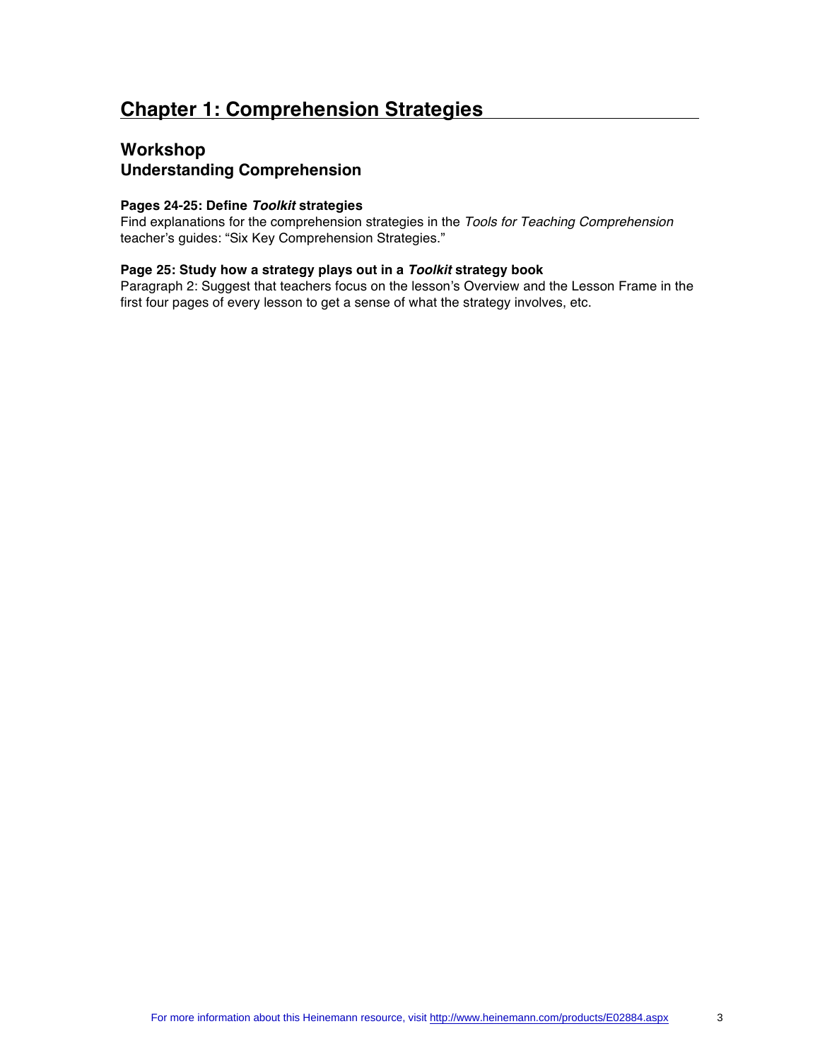# Chapter 1: Comprehension Strategies

## Workshop
## Understanding Comprehension

**Pages 24-25: Define *Toolkit* strategies**
Find explanations for the comprehension strategies in the *Tools for Teaching Comprehension* teacher's guides: "Six Key Comprehension Strategies."

**Page 25: Study how a strategy plays out in a *Toolkit* strategy book**
Paragraph 2: Suggest that teachers focus on the lesson's Overview and the Lesson Frame in the first four pages of every lesson to get a sense of what the strategy involves, etc.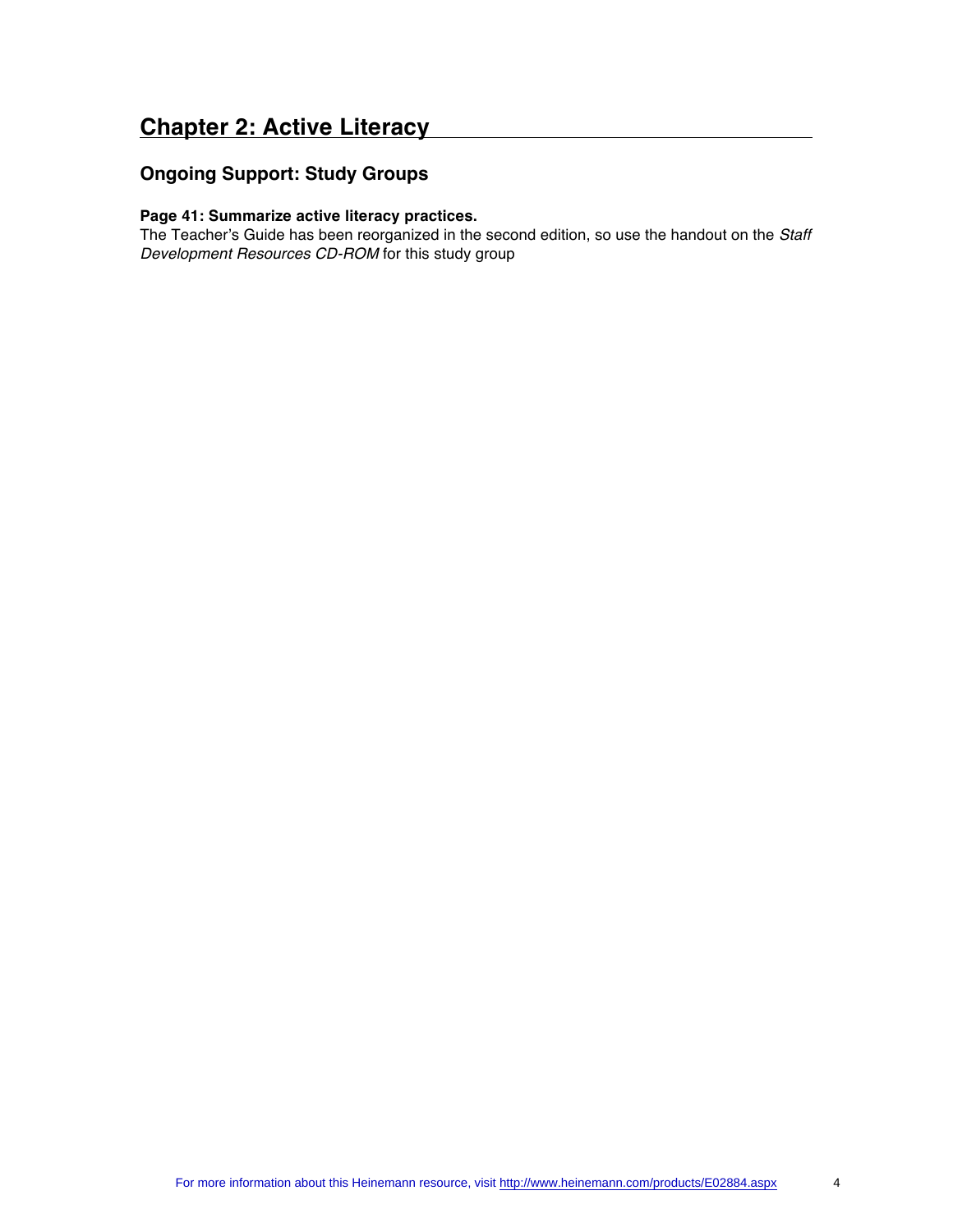## Chapter 2: Active Literacy

### Ongoing Support: Study Groups

**Page 41: Summarize active literacy practices.**
The Teacher's Guide has been reorganized in the second edition, so use the handout on the *Staff Development Resources CD-ROM* for this study group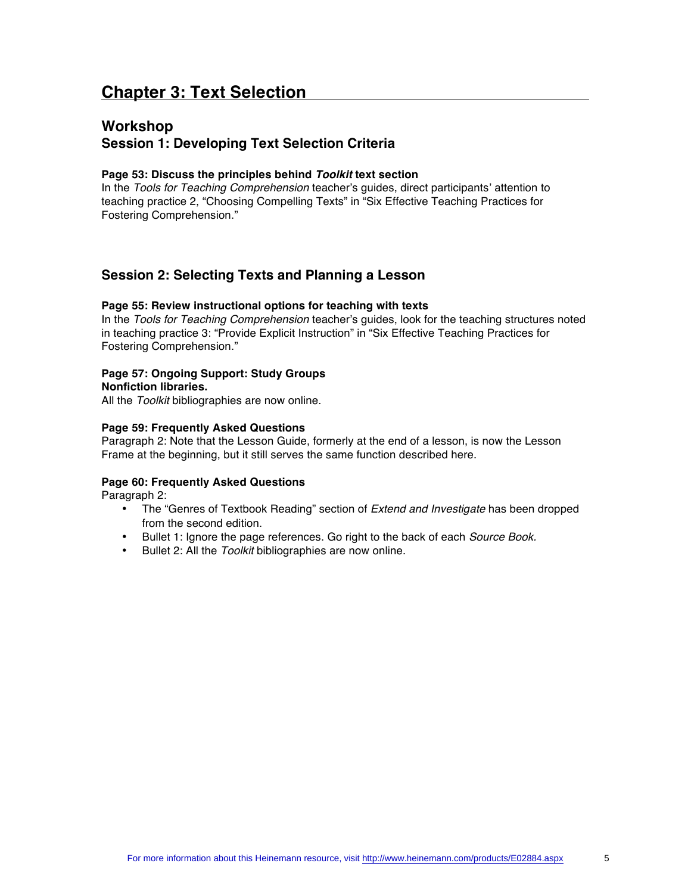# Chapter 3: Text Selection

## Workshop

### Session 1: Developing Text Selection Criteria

**Page 53: Discuss the principles behind *Toolkit* text section**

In the *Tools for Teaching Comprehension* teacher's guides, direct participants' attention to teaching practice 2, "Choosing Compelling Texts" in "Six Effective Teaching Practices for Fostering Comprehension."

### Session 2: Selecting Texts and Planning a Lesson

**Page 55: Review instructional options for teaching with texts**

In the *Tools for Teaching Comprehension* teacher's guides, look for the teaching structures noted in teaching practice 3: "Provide Explicit Instruction" in "Six Effective Teaching Practices for Fostering Comprehension."

**Page 57: Ongoing Support: Study Groups**

**Nonfiction libraries.**

All the *Toolkit* bibliographies are now online.

**Page 59: Frequently Asked Questions**

Paragraph 2: Note that the Lesson Guide, formerly at the end of a lesson, is now the Lesson Frame at the beginning, but it still serves the same function described here.

**Page 60: Frequently Asked Questions**

Paragraph 2:

- The "Genres of Textbook Reading" section of *Extend and Investigate* has been dropped from the second edition.
- Bullet 1: Ignore the page references. Go right to the back of each *Source Book*.
- Bullet 2: All the *Toolkit* bibliographies are now online.

For more information about this Heinemann resource, visit http://www.heinemann.com/products/E02884.aspx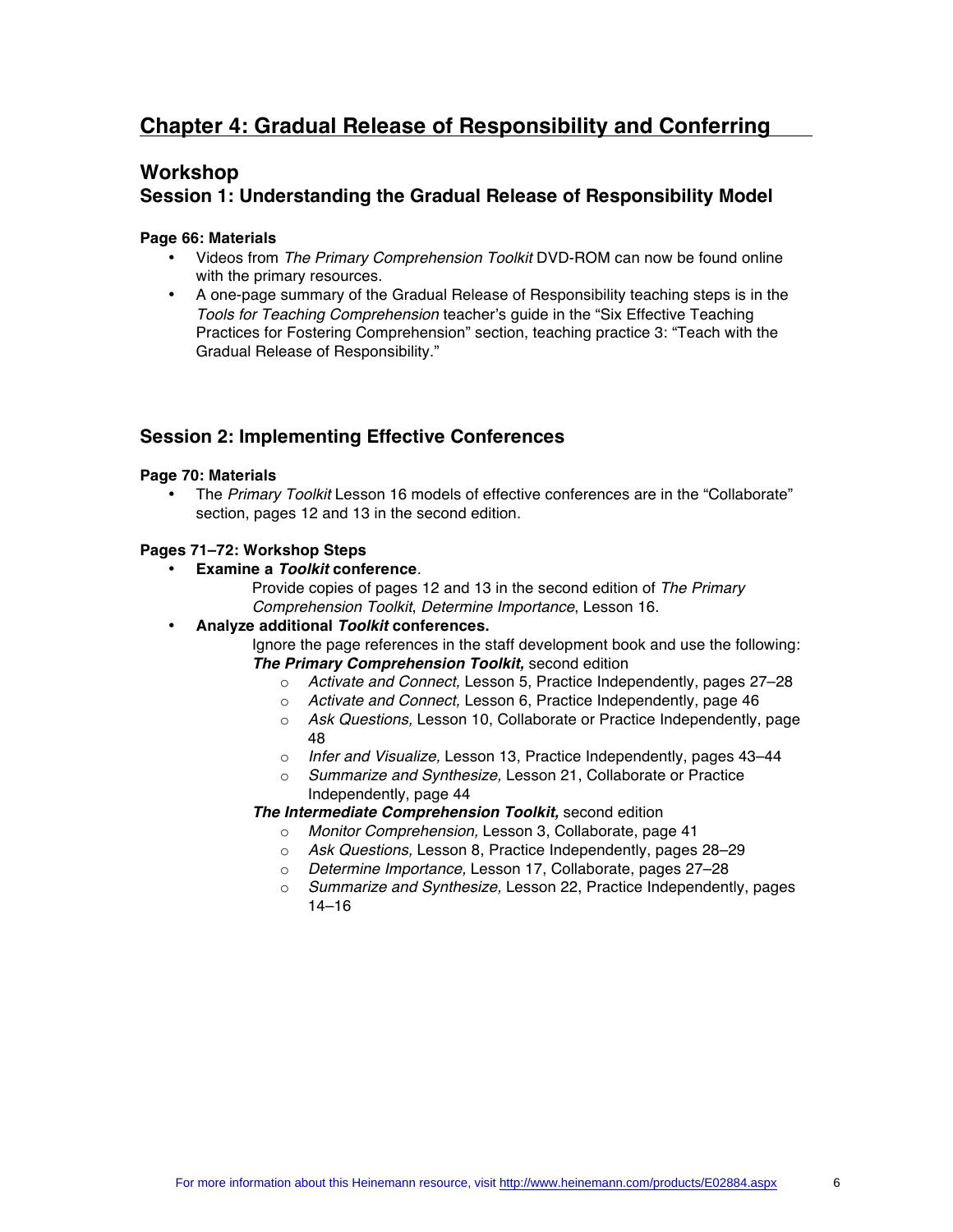## Chapter 4: Gradual Release of Responsibility and Conferring

### Workshop

### Session 1: Understanding the Gradual Release of Responsibility Model

**Page 66: Materials**

- Videos from *The Primary Comprehension Toolkit* DVD-ROM can now be found online with the primary resources.
- A one-page summary of the Gradual Release of Responsibility teaching steps is in the *Tools for Teaching Comprehension* teacher's guide in the "Six Effective Teaching Practices for Fostering Comprehension" section, teaching practice 3: "Teach with the Gradual Release of Responsibility."

### Session 2: Implementing Effective Conferences

**Page 70: Materials**

- The *Primary Toolkit* Lesson 16 models of effective conferences are in the "Collaborate" section, pages 12 and 13 in the second edition.

**Pages 71–72: Workshop Steps**

- **Examine a *Toolkit* conference**.

  Provide copies of pages 12 and 13 in the second edition of *The Primary Comprehension Toolkit*, *Determine Importance*, Lesson 16.

- **Analyze additional *Toolkit* conferences.**

  Ignore the page references in the staff development book and use the following:

  ***The Primary Comprehension Toolkit,*** second edition

  - *Activate and Connect,* Lesson 5, Practice Independently, pages 27–28
  - *Activate and Connect,* Lesson 6, Practice Independently, page 46
  - *Ask Questions,* Lesson 10, Collaborate or Practice Independently, page 48
  - *Infer and Visualize,* Lesson 13, Practice Independently, pages 43–44
  - *Summarize and Synthesize,* Lesson 21, Collaborate or Practice Independently, page 44

  ***The Intermediate Comprehension Toolkit,*** second edition

  - *Monitor Comprehension,* Lesson 3, Collaborate, page 41
  - *Ask Questions,* Lesson 8, Practice Independently, pages 28–29
  - *Determine Importance,* Lesson 17, Collaborate, pages 27–28
  - *Summarize and Synthesize,* Lesson 22, Practice Independently, pages 14–16

For more information about this Heinemann resource, visit http://www.heinemann.com/products/E02884.aspx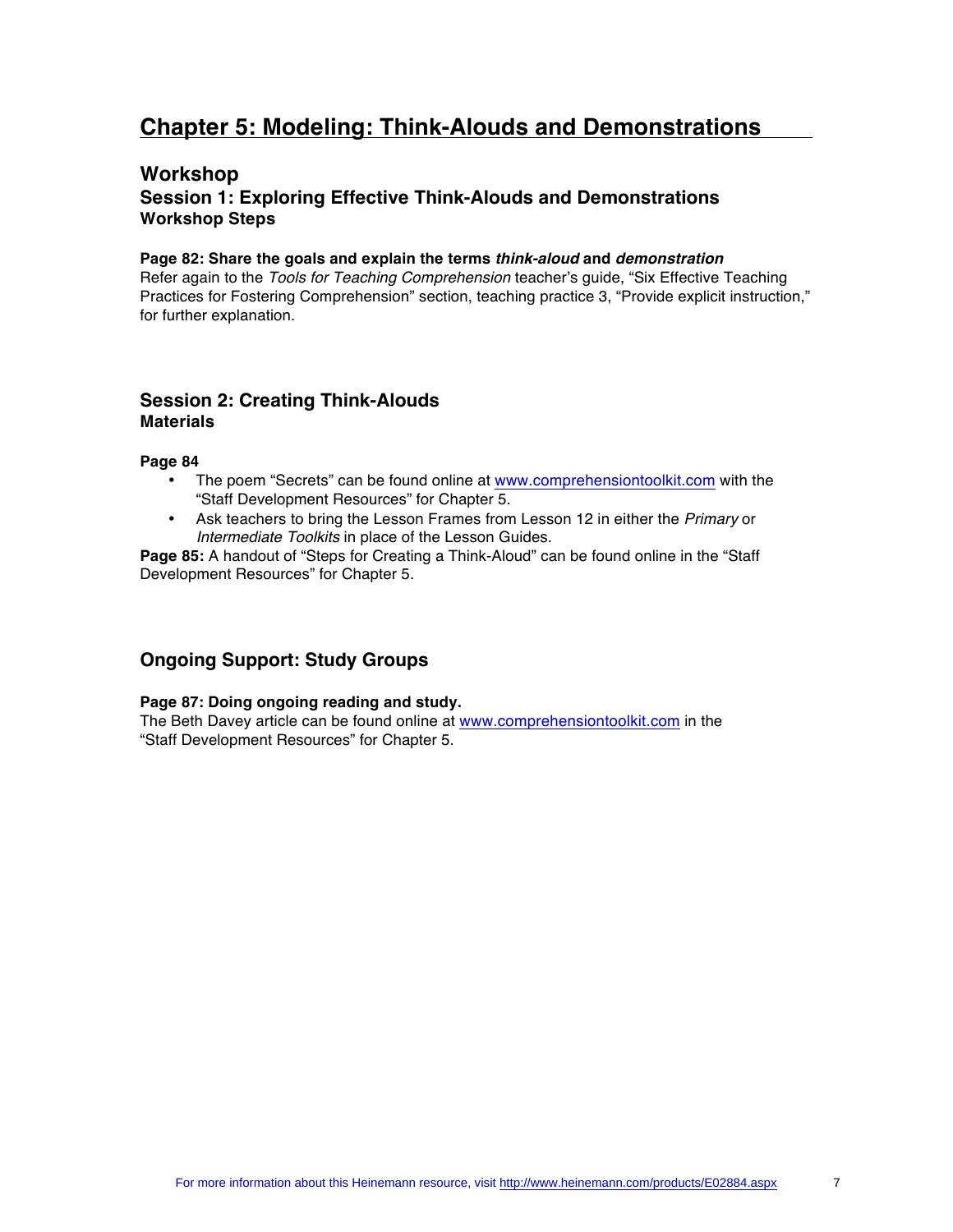# Chapter 5: Modeling: Think-Alouds and Demonstrations

## Workshop

### Session 1: Exploring Effective Think-Alouds and Demonstrations

**Workshop Steps**

**Page 82: Share the goals and explain the terms *think-aloud* and *demonstration***

Refer again to the *Tools for Teaching Comprehension* teacher's guide, "Six Effective Teaching Practices for Fostering Comprehension" section, teaching practice 3, "Provide explicit instruction," for further explanation.

### Session 2: Creating Think-Alouds

**Materials**

**Page 84**

- The poem "Secrets" can be found online at www.comprehensiontoolkit.com with the "Staff Development Resources" for Chapter 5.
- Ask teachers to bring the Lesson Frames from Lesson 12 in either the *Primary* or *Intermediate Toolkits* in place of the Lesson Guides.

**Page 85:** A handout of "Steps for Creating a Think-Aloud" can be found online in the "Staff Development Resources" for Chapter 5.

## Ongoing Support: Study Groups

**Page 87: Doing ongoing reading and study.**

The Beth Davey article can be found online at www.comprehensiontoolkit.com in the "Staff Development Resources" for Chapter 5.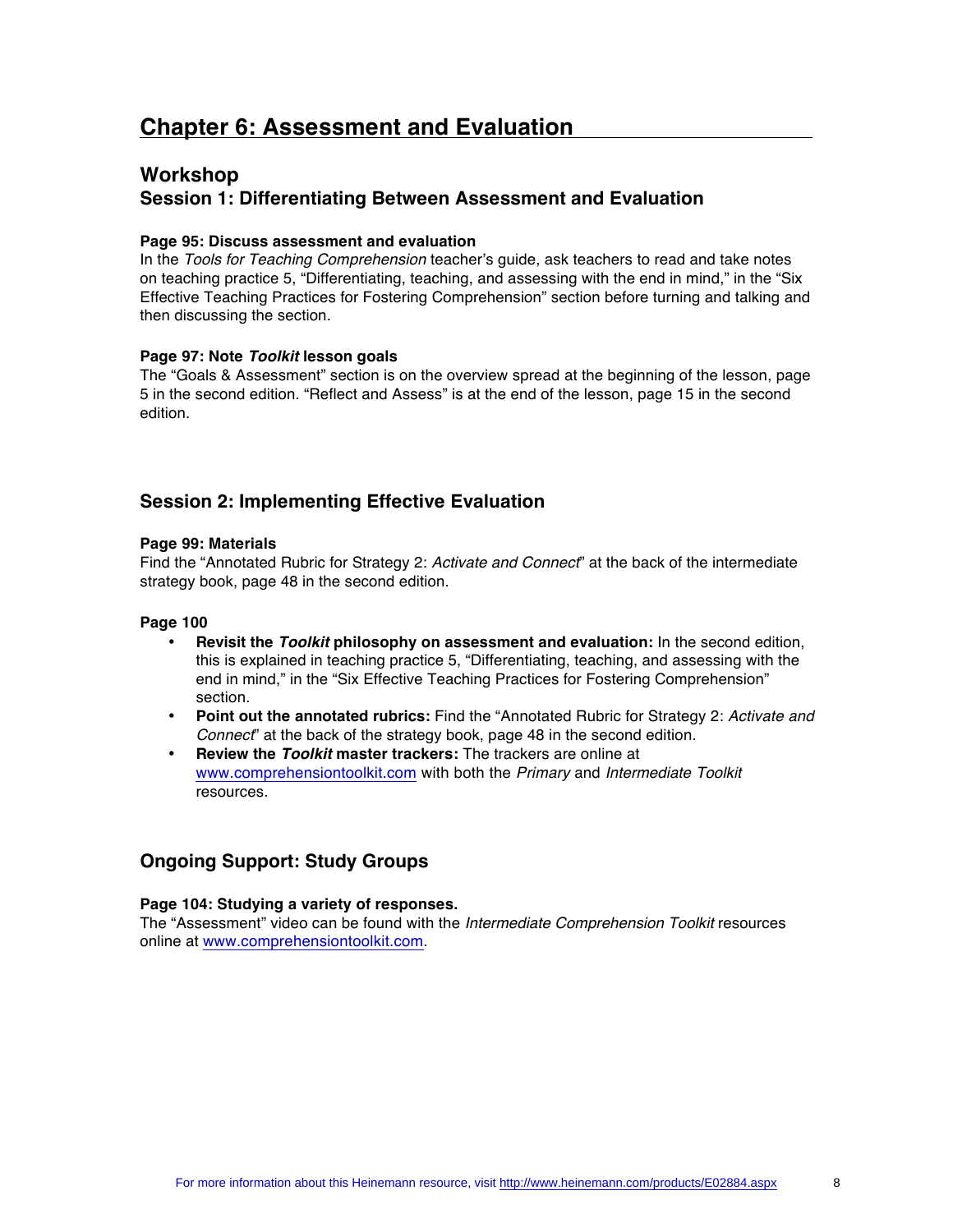# Chapter 6: Assessment and Evaluation

## Workshop

## Session 1: Differentiating Between Assessment and Evaluation

**Page 95: Discuss assessment and evaluation**

In the *Tools for Teaching Comprehension* teacher's guide, ask teachers to read and take notes on teaching practice 5, "Differentiating, teaching, and assessing with the end in mind," in the "Six Effective Teaching Practices for Fostering Comprehension" section before turning and talking and then discussing the section.

**Page 97: Note *Toolkit* lesson goals**

The "Goals & Assessment" section is on the overview spread at the beginning of the lesson, page 5 in the second edition. "Reflect and Assess" is at the end of the lesson, page 15 in the second edition.

## Session 2: Implementing Effective Evaluation

**Page 99: Materials**

Find the "Annotated Rubric for Strategy 2: *Activate and Connect*" at the back of the intermediate strategy book, page 48 in the second edition.

**Page 100**

- **Revisit the *Toolkit* philosophy on assessment and evaluation:** In the second edition, this is explained in teaching practice 5, "Differentiating, teaching, and assessing with the end in mind," in the "Six Effective Teaching Practices for Fostering Comprehension" section.
- **Point out the annotated rubrics:** Find the "Annotated Rubric for Strategy 2: *Activate and Connect*" at the back of the strategy book, page 48 in the second edition.
- **Review the *Toolkit* master trackers:** The trackers are online at www.comprehensiontoolkit.com with both the *Primary* and *Intermediate Toolkit* resources.

## Ongoing Support: Study Groups

**Page 104: Studying a variety of responses.**

The "Assessment" video can be found with the *Intermediate Comprehension Toolkit* resources online at www.comprehensiontoolkit.com.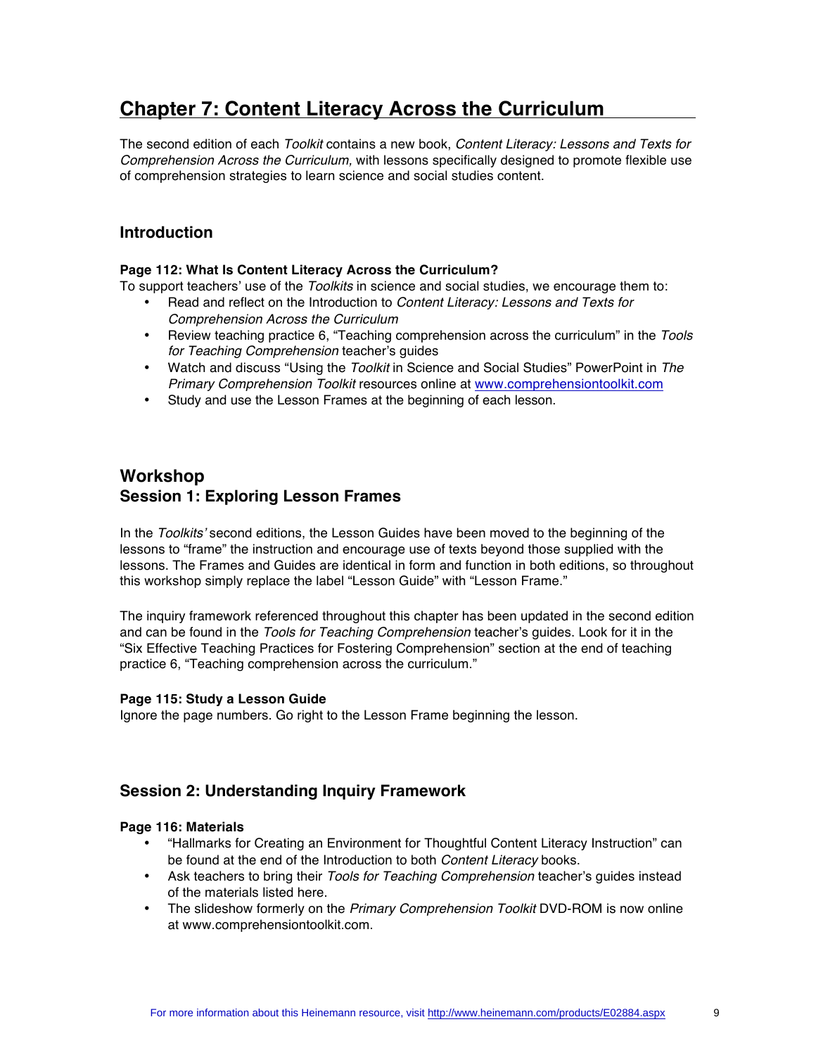# Chapter 7: Content Literacy Across the Curriculum

The second edition of each *Toolkit* contains a new book, *Content Literacy: Lessons and Texts for Comprehension Across the Curriculum,* with lessons specifically designed to promote flexible use of comprehension strategies to learn science and social studies content.

## Introduction

**Page 112: What Is Content Literacy Across the Curriculum?**
To support teachers' use of the *Toolkits* in science and social studies, we encourage them to:

- Read and reflect on the Introduction to *Content Literacy: Lessons and Texts for Comprehension Across the Curriculum*
- Review teaching practice 6, "Teaching comprehension across the curriculum" in the *Tools for Teaching Comprehension* teacher's guides
- Watch and discuss "Using the *Toolkit* in Science and Social Studies" PowerPoint in *The Primary Comprehension Toolkit* resources online at [www.comprehensiontoolkit.com](http://www.comprehensiontoolkit.com)
- Study and use the Lesson Frames at the beginning of each lesson.

## Workshop

### Session 1: Exploring Lesson Frames

In the *Toolkits'* second editions, the Lesson Guides have been moved to the beginning of the lessons to "frame" the instruction and encourage use of texts beyond those supplied with the lessons. The Frames and Guides are identical in form and function in both editions, so throughout this workshop simply replace the label "Lesson Guide" with "Lesson Frame."

The inquiry framework referenced throughout this chapter has been updated in the second edition and can be found in the *Tools for Teaching Comprehension* teacher's guides. Look for it in the "Six Effective Teaching Practices for Fostering Comprehension" section at the end of teaching practice 6, "Teaching comprehension across the curriculum."

**Page 115: Study a Lesson Guide**
Ignore the page numbers. Go right to the Lesson Frame beginning the lesson.

### Session 2: Understanding Inquiry Framework

**Page 116: Materials**

- "Hallmarks for Creating an Environment for Thoughtful Content Literacy Instruction" can be found at the end of the Introduction to both *Content Literacy* books.
- Ask teachers to bring their *Tools for Teaching Comprehension* teacher's guides instead of the materials listed here.
- The slideshow formerly on the *Primary Comprehension Toolkit* DVD-ROM is now online at www.comprehensiontoolkit.com.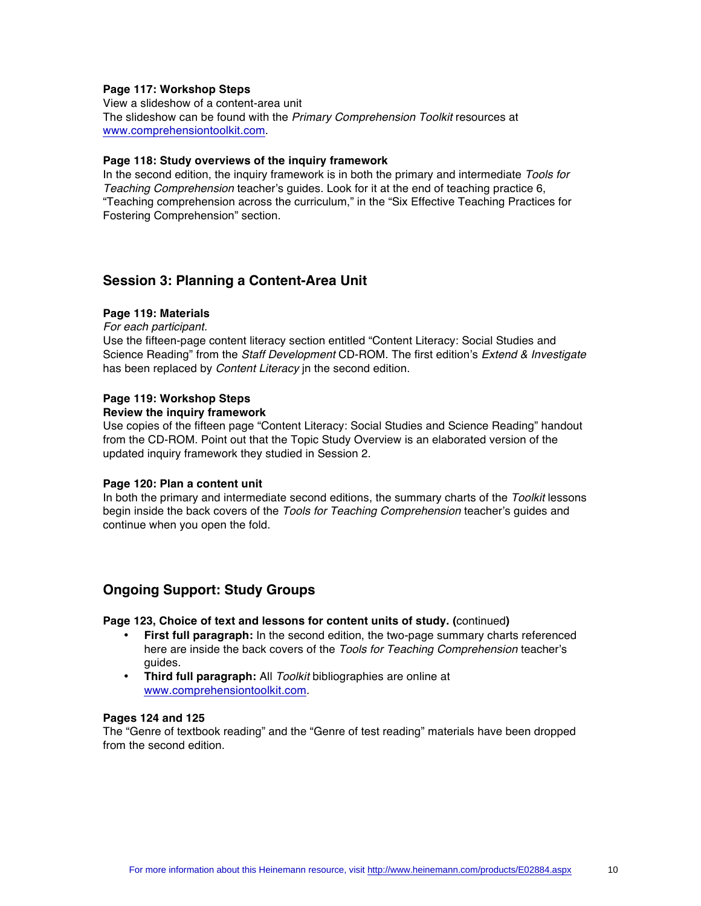**Page 117: Workshop Steps**
View a slideshow of a content-area unit
The slideshow can be found with the *Primary Comprehension Toolkit* resources at www.comprehensiontoolkit.com.

**Page 118: Study overviews of the inquiry framework**
In the second edition, the inquiry framework is in both the primary and intermediate *Tools for Teaching Comprehension* teacher's guides. Look for it at the end of teaching practice 6, "Teaching comprehension across the curriculum," in the "Six Effective Teaching Practices for Fostering Comprehension" section.

## Session 3: Planning a Content-Area Unit

**Page 119: Materials**
*For each participant.*
Use the fifteen-page content literacy section entitled "Content Literacy: Social Studies and Science Reading" from the *Staff Development* CD-ROM. The first edition's *Extend & Investigate* has been replaced by *Content Literacy* jn the second edition.

**Page 119: Workshop Steps**
**Review the inquiry framework**
Use copies of the fifteen page "Content Literacy: Social Studies and Science Reading" handout from the CD-ROM. Point out that the Topic Study Overview is an elaborated version of the updated inquiry framework they studied in Session 2.

**Page 120: Plan a content unit**
In both the primary and intermediate second editions, the summary charts of the *Toolkit* lessons begin inside the back covers of the *Tools for Teaching Comprehension* teacher's guides and continue when you open the fold.

## Ongoing Support: Study Groups

**Page 123, Choice of text and lessons for content units of study. (**continued**)**

- **First full paragraph:** In the second edition, the two-page summary charts referenced here are inside the back covers of the *Tools for Teaching Comprehension* teacher's guides.
- **Third full paragraph:** All *Toolkit* bibliographies are online at www.comprehensiontoolkit.com.

**Pages 124 and 125**
The "Genre of textbook reading" and the "Genre of test reading" materials have been dropped from the second edition.